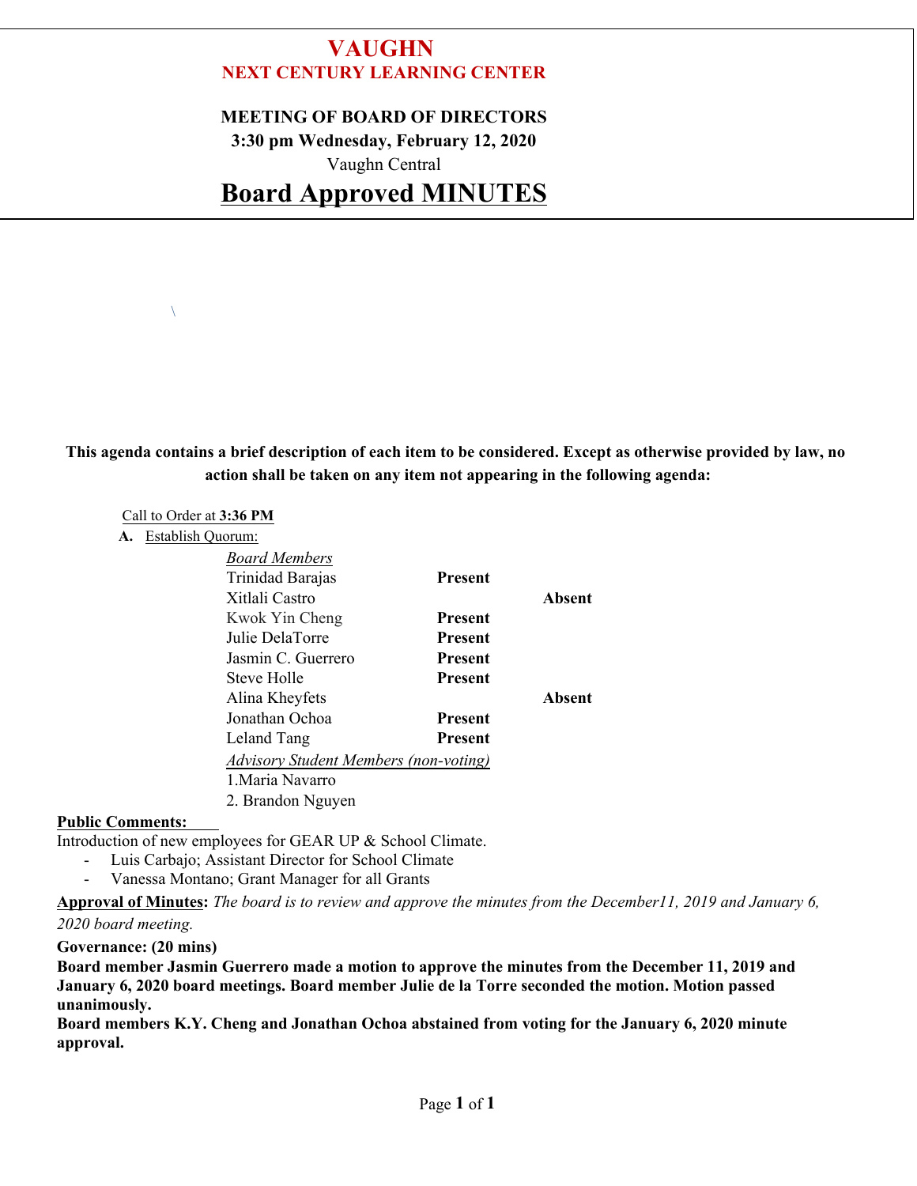# VAUGHN
## NEXT CENTURY LEARNING CENTER

**MEETING OF BOARD OF DIRECTORS**
**3:30 pm Wednesday, February 12, 2020**
Vaughn Central

# Board Approved MINUTES

\

**This agenda contains a brief description of each item to be considered. Except as otherwise provided by law, no action shall be taken on any item not appearing in the following agenda:**

Call to Order at **3:36 PM**

**A.** Establish Quorum:

| *Board Members* | | |
|---|---|---|
| Trinidad Barajas | **Present** | |
| Xitlali Castro | | **Absent** |
| Kwok Yin Cheng | **Present** | |
| Julie DelaTorre | **Present** | |
| Jasmin C. Guerrero | **Present** | |
| Steve Holle | **Present** | |
| Alina Kheyfets | | **Absent** |
| Jonathan Ochoa | **Present** | |
| Leland Tang | **Present** | |

*Advisory Student Members (non-voting)*
1. Maria Navarro
2. Brandon Nguyen

**Public Comments:**
Introduction of new employees for GEAR UP & School Climate.
- Luis Carbajo; Assistant Director for School Climate
- Vanessa Montano; Grant Manager for all Grants

**Approval of Minutes:** *The board is to review and approve the minutes from the December11, 2019 and January 6, 2020 board meeting.*

**Governance: (20 mins)**

**Board member Jasmin Guerrero made a motion to approve the minutes from the December 11, 2019 and January 6, 2020 board meetings. Board member Julie de la Torre seconded the motion. Motion passed unanimously.**

**Board members K.Y. Cheng and Jonathan Ochoa abstained from voting for the January 6, 2020 minute approval.**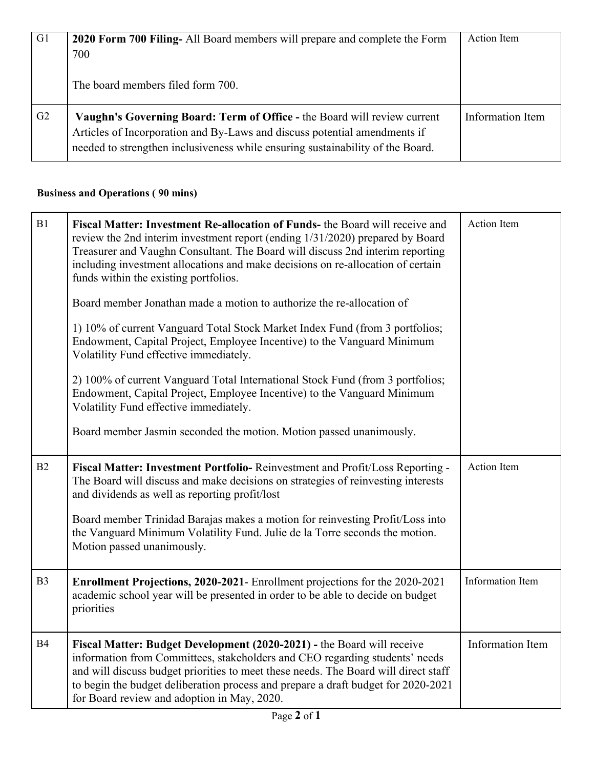| | | |
|---|---|---|
| G1 | **2020 Form 700 Filing-** All Board members will prepare and complete the Form 700<br><br>The board members filed form 700. | Action Item |
| G2 | **Vaughn's Governing Board: Term of Office -** the Board will review current Articles of Incorporation and By-Laws and discuss potential amendments if needed to strengthen inclusiveness while ensuring sustainability of the Board. | Information Item |

**Business and Operations ( 90 mins)**

| | | |
|---|---|---|
| B1 | **Fiscal Matter: Investment Re-allocation of Funds-** the Board will receive and review the 2nd interim investment report (ending 1/31/2020) prepared by Board Treasurer and Vaughn Consultant. The Board will discuss 2nd interim reporting including investment allocations and make decisions on re-allocation of certain funds within the existing portfolios.<br><br>Board member Jonathan made a motion to authorize the re-allocation of<br><br>1) 10% of current Vanguard Total Stock Market Index Fund (from 3 portfolios; Endowment, Capital Project, Employee Incentive) to the Vanguard Minimum Volatility Fund effective immediately.<br><br>2) 100% of current Vanguard Total International Stock Fund (from 3 portfolios; Endowment, Capital Project, Employee Incentive) to the Vanguard Minimum Volatility Fund effective immediately.<br><br>Board member Jasmin seconded the motion. Motion passed unanimously. | Action Item |
| B2 | **Fiscal Matter: Investment Portfolio-** Reinvestment and Profit/Loss Reporting - The Board will discuss and make decisions on strategies of reinvesting interests and dividends as well as reporting profit/lost<br><br>Board member Trinidad Barajas makes a motion for reinvesting Profit/Loss into the Vanguard Minimum Volatility Fund. Julie de la Torre seconds the motion. Motion passed unanimously. | Action Item |
| B3 | **Enrollment Projections, 2020-2021**- Enrollment projections for the 2020-2021 academic school year will be presented in order to be able to decide on budget priorities | Information Item |
| B4 | **Fiscal Matter: Budget Development (2020-2021) -** the Board will receive information from Committees, stakeholders and CEO regarding students' needs and will discuss budget priorities to meet these needs. The Board will direct staff to begin the budget deliberation process and prepare a draft budget for 2020-2021 for Board review and adoption in May, 2020. | Information Item |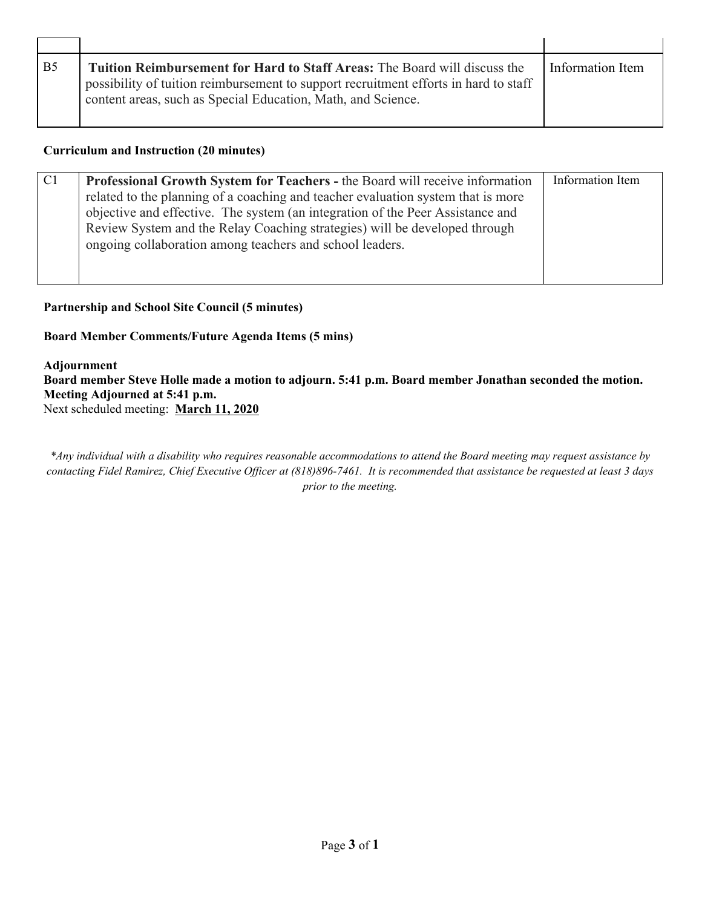| | | |
|---|---|---|
| | | |
| B5 | **Tuition Reimbursement for Hard to Staff Areas:** The Board will discuss the possibility of tuition reimbursement to support recruitment efforts in hard to staff content areas, such as Special Education, Math, and Science. | Information Item |

**Curriculum and Instruction (20 minutes)**

| | | |
|---|---|---|
| C1 | **Professional Growth System for Teachers -** the Board will receive information related to the planning of a coaching and teacher evaluation system that is more objective and effective. The system (an integration of the Peer Assistance and Review System and the Relay Coaching strategies) will be developed through ongoing collaboration among teachers and school leaders. | Information Item |

**Partnership and School Site Council (5 minutes)**

**Board Member Comments/Future Agenda Items (5 mins)**

**Adjournment**
**Board member Steve Holle made a motion to adjourn. 5:41 p.m. Board member Jonathan seconded the motion. Meeting Adjourned at 5:41 p.m.**
Next scheduled meeting: **March 11, 2020**

*\*Any individual with a disability who requires reasonable accommodations to attend the Board meeting may request assistance by contacting Fidel Ramirez, Chief Executive Officer at (818)896-7461. It is recommended that assistance be requested at least 3 days prior to the meeting.*